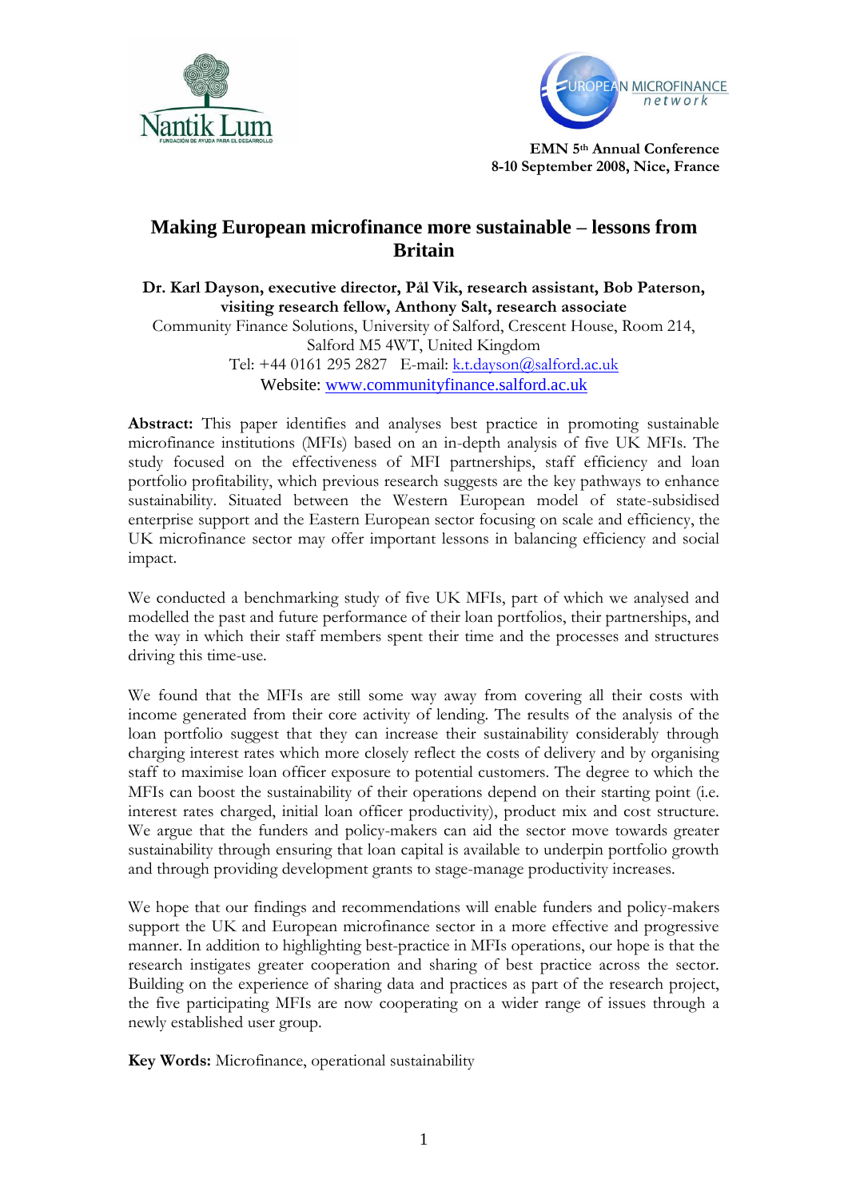EMN 5th Annual Conference
8-10 September 2008, Nice, France

# Making European microfinance more sustainable – lessons from Britain

**Dr. Karl Dayson, executive director, Pål Vik, research assistant, Bob Paterson, visiting research fellow, Anthony Salt, research associate**
Community Finance Solutions, University of Salford, Crescent House, Room 214, Salford M5 4WT, United Kingdom
Tel: +44 0161 295 2827 E-mail: k.t.dayson@salford.ac.uk
Website: www.communityfinance.salford.ac.uk

**Abstract:** This paper identifies and analyses best practice in promoting sustainable microfinance institutions (MFIs) based on an in-depth analysis of five UK MFIs. The study focused on the effectiveness of MFI partnerships, staff efficiency and loan portfolio profitability, which previous research suggests are the key pathways to enhance sustainability. Situated between the Western European model of state-subsidised enterprise support and the Eastern European sector focusing on scale and efficiency, the UK microfinance sector may offer important lessons in balancing efficiency and social impact.

We conducted a benchmarking study of five UK MFIs, part of which we analysed and modelled the past and future performance of their loan portfolios, their partnerships, and the way in which their staff members spent their time and the processes and structures driving this time-use.

We found that the MFIs are still some way away from covering all their costs with income generated from their core activity of lending. The results of the analysis of the loan portfolio suggest that they can increase their sustainability considerably through charging interest rates which more closely reflect the costs of delivery and by organising staff to maximise loan officer exposure to potential customers. The degree to which the MFIs can boost the sustainability of their operations depend on their starting point (i.e. interest rates charged, initial loan officer productivity), product mix and cost structure. We argue that the funders and policy-makers can aid the sector move towards greater sustainability through ensuring that loan capital is available to underpin portfolio growth and through providing development grants to stage-manage productivity increases.

We hope that our findings and recommendations will enable funders and policy-makers support the UK and European microfinance sector in a more effective and progressive manner. In addition to highlighting best-practice in MFIs operations, our hope is that the research instigates greater cooperation and sharing of best practice across the sector. Building on the experience of sharing data and practices as part of the research project, the five participating MFIs are now cooperating on a wider range of issues through a newly established user group.

**Key Words:** Microfinance, operational sustainability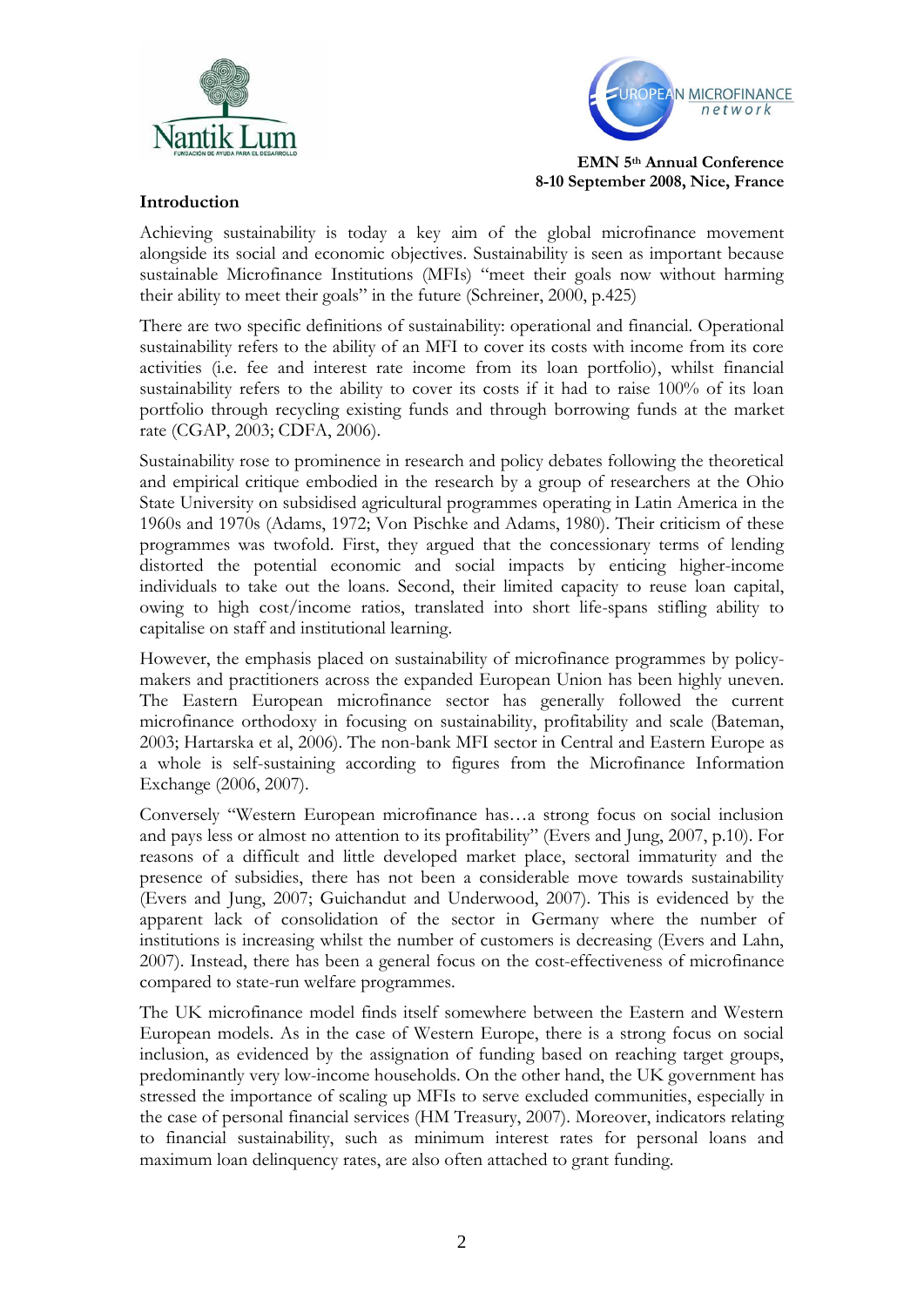## Introduction

Achieving sustainability is today a key aim of the global microfinance movement alongside its social and economic objectives. Sustainability is seen as important because sustainable Microfinance Institutions (MFIs) "meet their goals now without harming their ability to meet their goals" in the future (Schreiner, 2000, p.425)

There are two specific definitions of sustainability: operational and financial. Operational sustainability refers to the ability of an MFI to cover its costs with income from its core activities (i.e. fee and interest rate income from its loan portfolio), whilst financial sustainability refers to the ability to cover its costs if it had to raise 100% of its loan portfolio through recycling existing funds and through borrowing funds at the market rate (CGAP, 2003; CDFA, 2006).

Sustainability rose to prominence in research and policy debates following the theoretical and empirical critique embodied in the research by a group of researchers at the Ohio State University on subsidised agricultural programmes operating in Latin America in the 1960s and 1970s (Adams, 1972; Von Pischke and Adams, 1980). Their criticism of these programmes was twofold. First, they argued that the concessionary terms of lending distorted the potential economic and social impacts by enticing higher-income individuals to take out the loans. Second, their limited capacity to reuse loan capital, owing to high cost/income ratios, translated into short life-spans stifling ability to capitalise on staff and institutional learning.

However, the emphasis placed on sustainability of microfinance programmes by policy-makers and practitioners across the expanded European Union has been highly uneven. The Eastern European microfinance sector has generally followed the current microfinance orthodoxy in focusing on sustainability, profitability and scale (Bateman, 2003; Hartarska et al, 2006). The non-bank MFI sector in Central and Eastern Europe as a whole is self-sustaining according to figures from the Microfinance Information Exchange (2006, 2007).

Conversely "Western European microfinance has…a strong focus on social inclusion and pays less or almost no attention to its profitability" (Evers and Jung, 2007, p.10). For reasons of a difficult and little developed market place, sectoral immaturity and the presence of subsidies, there has not been a considerable move towards sustainability (Evers and Jung, 2007; Guichandut and Underwood, 2007). This is evidenced by the apparent lack of consolidation of the sector in Germany where the number of institutions is increasing whilst the number of customers is decreasing (Evers and Lahn, 2007). Instead, there has been a general focus on the cost-effectiveness of microfinance compared to state-run welfare programmes.

The UK microfinance model finds itself somewhere between the Eastern and Western European models. As in the case of Western Europe, there is a strong focus on social inclusion, as evidenced by the assignation of funding based on reaching target groups, predominantly very low-income households. On the other hand, the UK government has stressed the importance of scaling up MFIs to serve excluded communities, especially in the case of personal financial services (HM Treasury, 2007). Moreover, indicators relating to financial sustainability, such as minimum interest rates for personal loans and maximum loan delinquency rates, are also often attached to grant funding.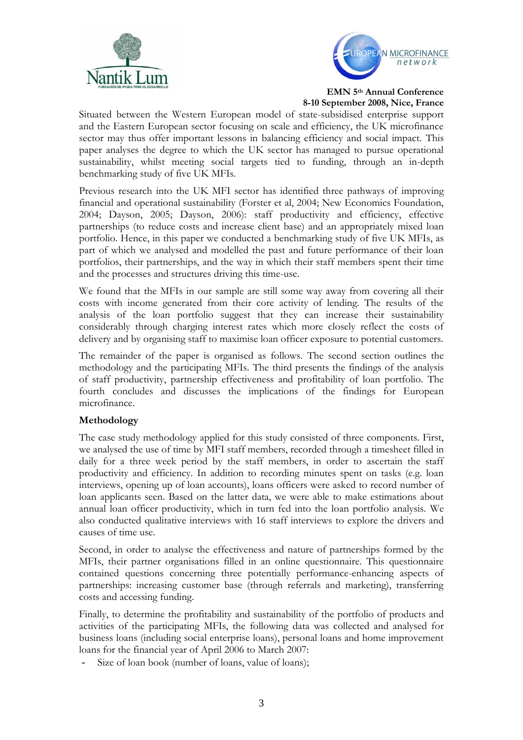Situated between the Western European model of state-subsidised enterprise support and the Eastern European sector focusing on scale and efficiency, the UK microfinance sector may thus offer important lessons in balancing efficiency and social impact. This paper analyses the degree to which the UK sector has managed to pursue operational sustainability, whilst meeting social targets tied to funding, through an in-depth benchmarking study of five UK MFIs.

Previous research into the UK MFI sector has identified three pathways of improving financial and operational sustainability (Forster et al, 2004; New Economics Foundation, 2004; Dayson, 2005; Dayson, 2006): staff productivity and efficiency, effective partnerships (to reduce costs and increase client base) and an appropriately mixed loan portfolio. Hence, in this paper we conducted a benchmarking study of five UK MFIs, as part of which we analysed and modelled the past and future performance of their loan portfolios, their partnerships, and the way in which their staff members spent their time and the processes and structures driving this time-use.

We found that the MFIs in our sample are still some way away from covering all their costs with income generated from their core activity of lending. The results of the analysis of the loan portfolio suggest that they can increase their sustainability considerably through charging interest rates which more closely reflect the costs of delivery and by organising staff to maximise loan officer exposure to potential customers.

The remainder of the paper is organised as follows. The second section outlines the methodology and the participating MFIs. The third presents the findings of the analysis of staff productivity, partnership effectiveness and profitability of loan portfolio. The fourth concludes and discusses the implications of the findings for European microfinance.

## Methodology

The case study methodology applied for this study consisted of three components. First, we analysed the use of time by MFI staff members, recorded through a timesheet filled in daily for a three week period by the staff members, in order to ascertain the staff productivity and efficiency. In addition to recording minutes spent on tasks (e.g. loan interviews, opening up of loan accounts), loans officers were asked to record number of loan applicants seen. Based on the latter data, we were able to make estimations about annual loan officer productivity, which in turn fed into the loan portfolio analysis. We also conducted qualitative interviews with 16 staff interviews to explore the drivers and causes of time use.

Second, in order to analyse the effectiveness and nature of partnerships formed by the MFIs, their partner organisations filled in an online questionnaire. This questionnaire contained questions concerning three potentially performance-enhancing aspects of partnerships: increasing customer base (through referrals and marketing), transferring costs and accessing funding.

Finally, to determine the profitability and sustainability of the portfolio of products and activities of the participating MFIs, the following data was collected and analysed for business loans (including social enterprise loans), personal loans and home improvement loans for the financial year of April 2006 to March 2007:

- Size of loan book (number of loans, value of loans);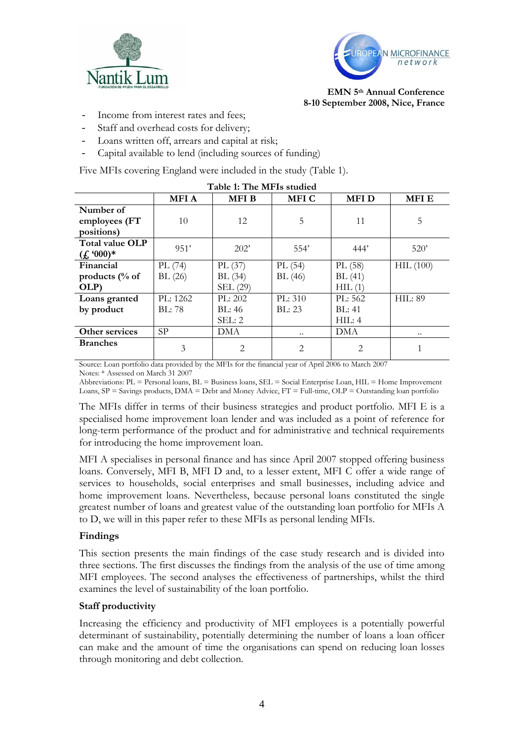- Income from interest rates and fees;
- Staff and overhead costs for delivery;
- Loans written off, arrears and capital at risk;
- Capital available to lend (including sources of funding)

Five MFIs covering England were included in the study (Table 1).

**Table 1: The MFIs studied**

| | MFI A | MFI B | MFI C | MFI D | MFI E |
|---|---|---|---|---|---|
| **Number of employees (FT positions)** | 10 | 12 | 5 | 11 | 5 |
| **Total value OLP (£ '000)*** | 951' | 202' | 554' | 444' | 520' |
| **Financial products (% of OLP)** | PL (74) BL (26) | PL (37) BL (34) SEL (29) | PL (54) BL (46) | PL (58) BL (41) HIL (1) | HIL (100) |
| **Loans granted by product** | PL: 1262 BL: 78 | PL: 202 BL: 46 SEL: 2 | PL: 310 BL: 23 | PL: 562 BL: 41 HIL: 4 | HIL: 89 |
| **Other services** | SP | DMA | .. | DMA | .. |
| **Branches** | 3 | 2 | 2 | 2 | 1 |

Source: Loan portfolio data provided by the MFIs for the financial year of April 2006 to March 2007
Notes: * Assessed on March 31 2007
Abbreviations: PL = Personal loans, BL = Business loans, SEL = Social Enterprise Loan, HIL = Home Improvement Loans, SP = Savings products, DMA = Debt and Money Advice, FT = Full-time, OLP = Outstanding loan portfolio

The MFIs differ in terms of their business strategies and product portfolio. MFI E is a specialised home improvement loan lender and was included as a point of reference for long-term performance of the product and for administrative and technical requirements for introducing the home improvement loan.

MFI A specialises in personal finance and has since April 2007 stopped offering business loans. Conversely, MFI B, MFI D and, to a lesser extent, MFI C offer a wide range of services to households, social enterprises and small businesses, including advice and home improvement loans. Nevertheless, because personal loans constituted the single greatest number of loans and greatest value of the outstanding loan portfolio for MFIs A to D, we will in this paper refer to these MFIs as personal lending MFIs.

## Findings

This section presents the main findings of the case study research and is divided into three sections. The first discusses the findings from the analysis of the use of time among MFI employees. The second analyses the effectiveness of partnerships, whilst the third examines the level of sustainability of the loan portfolio.

### Staff productivity

Increasing the efficiency and productivity of MFI employees is a potentially powerful determinant of sustainability, potentially determining the number of loans a loan officer can make and the amount of time the organisations can spend on reducing loan losses through monitoring and debt collection.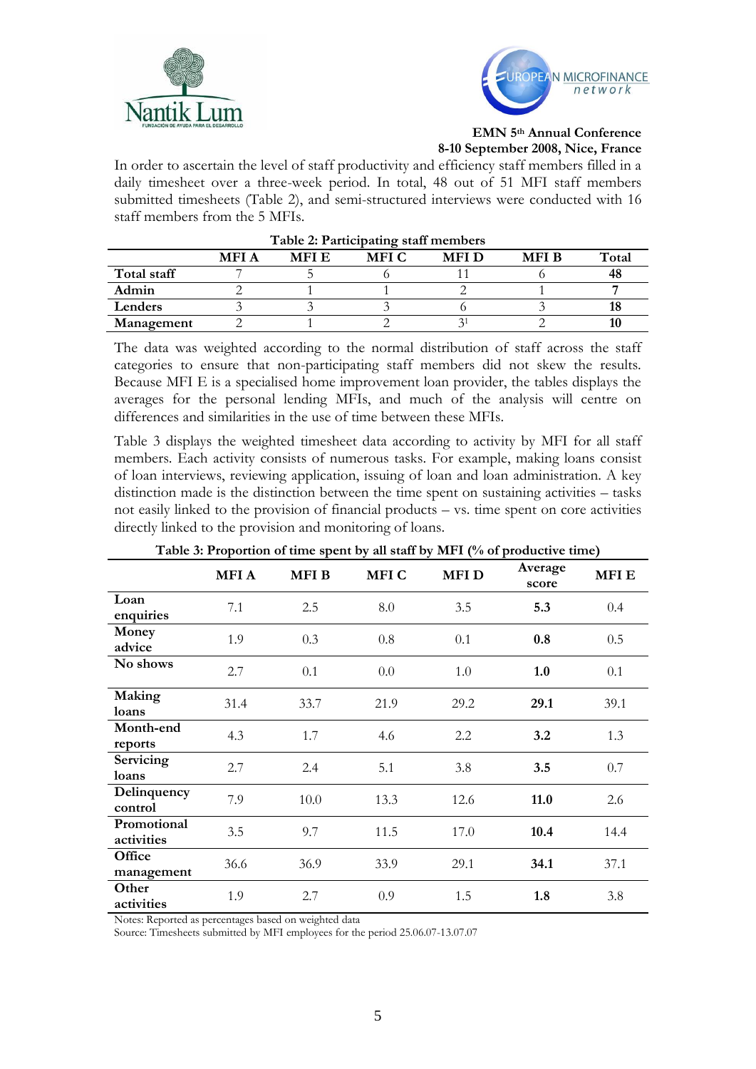In order to ascertain the level of staff productivity and efficiency staff members filled in a daily timesheet over a three-week period. In total, 48 out of 51 MFI staff members submitted timesheets (Table 2), and semi-structured interviews were conducted with 16 staff members from the 5 MFIs.

**Table 2: Participating staff members**

| | MFI A | MFI E | MFI C | MFI D | MFI B | Total |
|---|---|---|---|---|---|---|
| **Total staff** | 7 | 5 | 6 | 11 | 6 | **48** |
| **Admin** | 2 | 1 | 1 | 2 | 1 | **7** |
| **Lenders** | 3 | 3 | 3 | 6 | 3 | **18** |
| **Management** | 2 | 1 | 2 | 3[1] | 2 | **10** |

The data was weighted according to the normal distribution of staff across the staff categories to ensure that non-participating staff members did not skew the results. Because MFI E is a specialised home improvement loan provider, the tables displays the averages for the personal lending MFIs, and much of the analysis will centre on differences and similarities in the use of time between these MFIs.

Table 3 displays the weighted timesheet data according to activity by MFI for all staff members. Each activity consists of numerous tasks. For example, making loans consist of loan interviews, reviewing application, issuing of loan and loan administration. A key distinction made is the distinction between the time spent on sustaining activities – tasks not easily linked to the provision of financial products – vs. time spent on core activities directly linked to the provision and monitoring of loans.

**Table 3: Proportion of time spent by all staff by MFI (% of productive time)**

| | MFI A | MFI B | MFI C | MFI D | Average score | MFI E |
|---|---|---|---|---|---|---|
| **Loan enquiries** | 7.1 | 2.5 | 8.0 | 3.5 | **5.3** | 0.4 |
| **Money advice** | 1.9 | 0.3 | 0.8 | 0.1 | **0.8** | 0.5 |
| **No shows** | 2.7 | 0.1 | 0.0 | 1.0 | **1.0** | 0.1 |
| **Making loans** | 31.4 | 33.7 | 21.9 | 29.2 | **29.1** | 39.1 |
| **Month-end reports** | 4.3 | 1.7 | 4.6 | 2.2 | **3.2** | 1.3 |
| **Servicing loans** | 2.7 | 2.4 | 5.1 | 3.8 | **3.5** | 0.7 |
| **Delinquency control** | 7.9 | 10.0 | 13.3 | 12.6 | **11.0** | 2.6 |
| **Promotional activities** | 3.5 | 9.7 | 11.5 | 17.0 | **10.4** | 14.4 |
| **Office management** | 36.6 | 36.9 | 33.9 | 29.1 | **34.1** | 37.1 |
| **Other activities** | 1.9 | 2.7 | 0.9 | 1.5 | **1.8** | 3.8 |

Notes: Reported as percentages based on weighted data

Source: Timesheets submitted by MFI employees for the period 25.06.07-13.07.07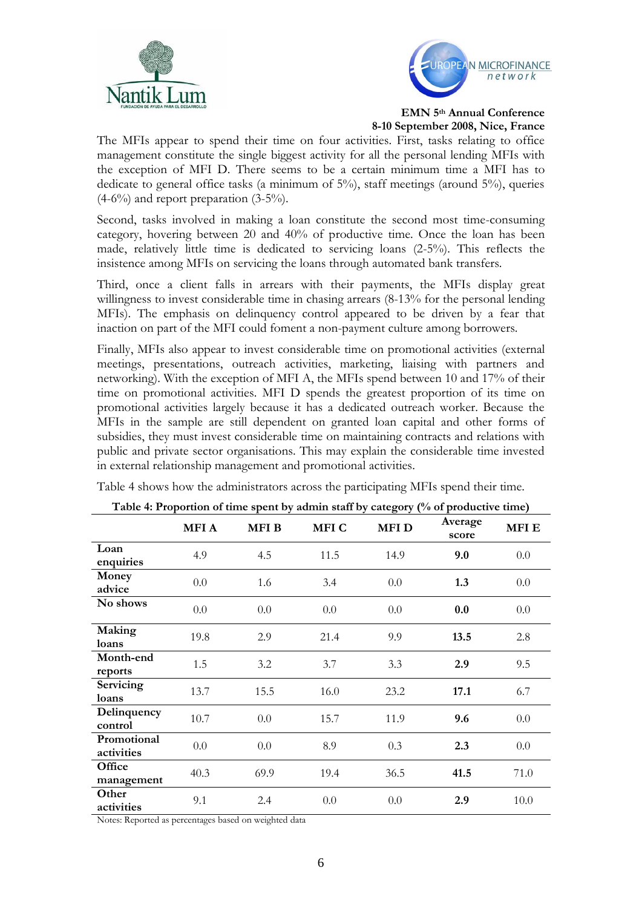The MFIs appear to spend their time on four activities. First, tasks relating to office management constitute the single biggest activity for all the personal lending MFIs with the exception of MFI D. There seems to be a certain minimum time a MFI has to dedicate to general office tasks (a minimum of 5%), staff meetings (around 5%), queries (4-6%) and report preparation (3-5%).

Second, tasks involved in making a loan constitute the second most time-consuming category, hovering between 20 and 40% of productive time. Once the loan has been made, relatively little time is dedicated to servicing loans (2-5%). This reflects the insistence among MFIs on servicing the loans through automated bank transfers.

Third, once a client falls in arrears with their payments, the MFIs display great willingness to invest considerable time in chasing arrears (8-13% for the personal lending MFIs). The emphasis on delinquency control appeared to be driven by a fear that inaction on part of the MFI could foment a non-payment culture among borrowers.

Finally, MFIs also appear to invest considerable time on promotional activities (external meetings, presentations, outreach activities, marketing, liaising with partners and networking). With the exception of MFI A, the MFIs spend between 10 and 17% of their time on promotional activities. MFI D spends the greatest proportion of its time on promotional activities largely because it has a dedicated outreach worker. Because the MFIs in the sample are still dependent on granted loan capital and other forms of subsidies, they must invest considerable time on maintaining contracts and relations with public and private sector organisations. This may explain the considerable time invested in external relationship management and promotional activities.

Table 4 shows how the administrators across the participating MFIs spend their time.

**Table 4: Proportion of time spent by admin staff by category (% of productive time)**

| | MFI A | MFI B | MFI C | MFI D | Average score | MFI E |
|---|---|---|---|---|---|---|
| **Loan enquiries** | 4.9 | 4.5 | 11.5 | 14.9 | **9.0** | 0.0 |
| **Money advice** | 0.0 | 1.6 | 3.4 | 0.0 | **1.3** | 0.0 |
| **No shows** | 0.0 | 0.0 | 0.0 | 0.0 | **0.0** | 0.0 |
| **Making loans** | 19.8 | 2.9 | 21.4 | 9.9 | **13.5** | 2.8 |
| **Month-end reports** | 1.5 | 3.2 | 3.7 | 3.3 | **2.9** | 9.5 |
| **Servicing loans** | 13.7 | 15.5 | 16.0 | 23.2 | **17.1** | 6.7 |
| **Delinquency control** | 10.7 | 0.0 | 15.7 | 11.9 | **9.6** | 0.0 |
| **Promotional activities** | 0.0 | 0.0 | 8.9 | 0.3 | **2.3** | 0.0 |
| **Office management** | 40.3 | 69.9 | 19.4 | 36.5 | **41.5** | 71.0 |
| **Other activities** | 9.1 | 2.4 | 0.0 | 0.0 | **2.9** | 10.0 |

Notes: Reported as percentages based on weighted data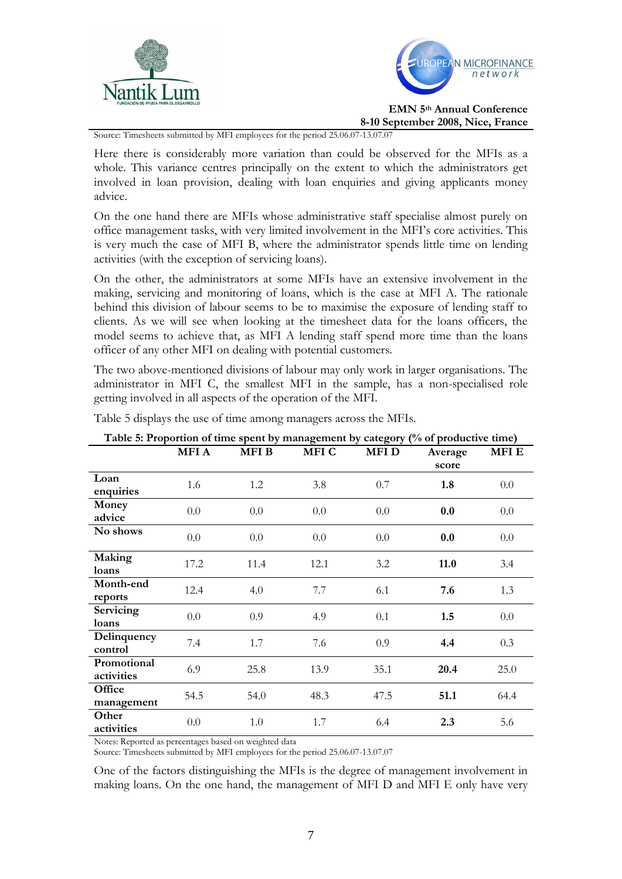Source: Timesheets submitted by MFI employees for the period 25.06.07-13.07.07

Here there is considerably more variation than could be observed for the MFIs as a whole. This variance centres principally on the extent to which the administrators get involved in loan provision, dealing with loan enquiries and giving applicants money advice.

On the one hand there are MFIs whose administrative staff specialise almost purely on office management tasks, with very limited involvement in the MFI's core activities. This is very much the case of MFI B, where the administrator spends little time on lending activities (with the exception of servicing loans).

On the other, the administrators at some MFIs have an extensive involvement in the making, servicing and monitoring of loans, which is the case at MFI A. The rationale behind this division of labour seems to be to maximise the exposure of lending staff to clients. As we will see when looking at the timesheet data for the loans officers, the model seems to achieve that, as MFI A lending staff spend more time than the loans officer of any other MFI on dealing with potential customers.

The two above-mentioned divisions of labour may only work in larger organisations. The administrator in MFI C, the smallest MFI in the sample, has a non-specialised role getting involved in all aspects of the operation of the MFI.

Table 5 displays the use of time among managers across the MFIs.

**Table 5: Proportion of time spent by management by category (% of productive time)**

| | MFI A | MFI B | MFI C | MFI D | Average score | MFI E |
|---|---|---|---|---|---|---|
| **Loan enquiries** | 1.6 | 1.2 | 3.8 | 0.7 | **1.8** | 0.0 |
| **Money advice** | 0.0 | 0.0 | 0.0 | 0.0 | **0.0** | 0.0 |
| **No shows** | 0.0 | 0.0 | 0.0 | 0.0 | **0.0** | 0.0 |
| **Making loans** | 17.2 | 11.4 | 12.1 | 3.2 | **11.0** | 3.4 |
| **Month-end reports** | 12.4 | 4.0 | 7.7 | 6.1 | **7.6** | 1.3 |
| **Servicing loans** | 0.0 | 0.9 | 4.9 | 0.1 | **1.5** | 0.0 |
| **Delinquency control** | 7.4 | 1.7 | 7.6 | 0.9 | **4.4** | 0.3 |
| **Promotional activities** | 6.9 | 25.8 | 13.9 | 35.1 | **20.4** | 25.0 |
| **Office management** | 54.5 | 54.0 | 48.3 | 47.5 | **51.1** | 64.4 |
| **Other activities** | 0.0 | 1.0 | 1.7 | 6.4 | **2.3** | 5.6 |

Notes: Reported as percentages based on weighted data
Source: Timesheets submitted by MFI employees for the period 25.06.07-13.07.07

One of the factors distinguishing the MFIs is the degree of management involvement in making loans. On the one hand, the management of MFI D and MFI E only have very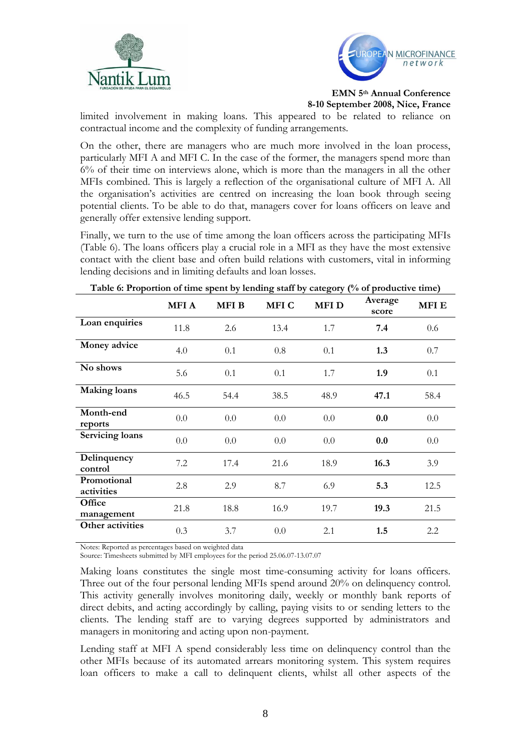limited involvement in making loans. This appeared to be related to reliance on contractual income and the complexity of funding arrangements.

On the other, there are managers who are much more involved in the loan process, particularly MFI A and MFI C. In the case of the former, the managers spend more than 6% of their time on interviews alone, which is more than the managers in all the other MFIs combined. This is largely a reflection of the organisational culture of MFI A. All the organisation's activities are centred on increasing the loan book through seeing potential clients. To be able to do that, managers cover for loans officers on leave and generally offer extensive lending support.

Finally, we turn to the use of time among the loan officers across the participating MFIs (Table 6). The loans officers play a crucial role in a MFI as they have the most extensive contact with the client base and often build relations with customers, vital in informing lending decisions and in limiting defaults and loan losses.

**Table 6: Proportion of time spent by lending staff by category (% of productive time)**

| | MFI A | MFI B | MFI C | MFI D | Average score | MFI E |
|---|---|---|---|---|---|---|
| **Loan enquiries** | 11.8 | 2.6 | 13.4 | 1.7 | **7.4** | 0.6 |
| **Money advice** | 4.0 | 0.1 | 0.8 | 0.1 | **1.3** | 0.7 |
| **No shows** | 5.6 | 0.1 | 0.1 | 1.7 | **1.9** | 0.1 |
| **Making loans** | 46.5 | 54.4 | 38.5 | 48.9 | **47.1** | 58.4 |
| **Month-end reports** | 0.0 | 0.0 | 0.0 | 0.0 | **0.0** | 0.0 |
| **Servicing loans** | 0.0 | 0.0 | 0.0 | 0.0 | **0.0** | 0.0 |
| **Delinquency control** | 7.2 | 17.4 | 21.6 | 18.9 | **16.3** | 3.9 |
| **Promotional activities** | 2.8 | 2.9 | 8.7 | 6.9 | **5.3** | 12.5 |
| **Office management** | 21.8 | 18.8 | 16.9 | 19.7 | **19.3** | 21.5 |
| **Other activities** | 0.3 | 3.7 | 0.0 | 2.1 | **1.5** | 2.2 |

Notes: Reported as percentages based on weighted data
Source: Timesheets submitted by MFI employees for the period 25.06.07-13.07.07

Making loans constitutes the single most time-consuming activity for loans officers. Three out of the four personal lending MFIs spend around 20% on delinquency control. This activity generally involves monitoring daily, weekly or monthly bank reports of direct debits, and acting accordingly by calling, paying visits to or sending letters to the clients. The lending staff are to varying degrees supported by administrators and managers in monitoring and acting upon non-payment.

Lending staff at MFI A spend considerably less time on delinquency control than the other MFIs because of its automated arrears monitoring system. This system requires loan officers to make a call to delinquent clients, whilst all other aspects of the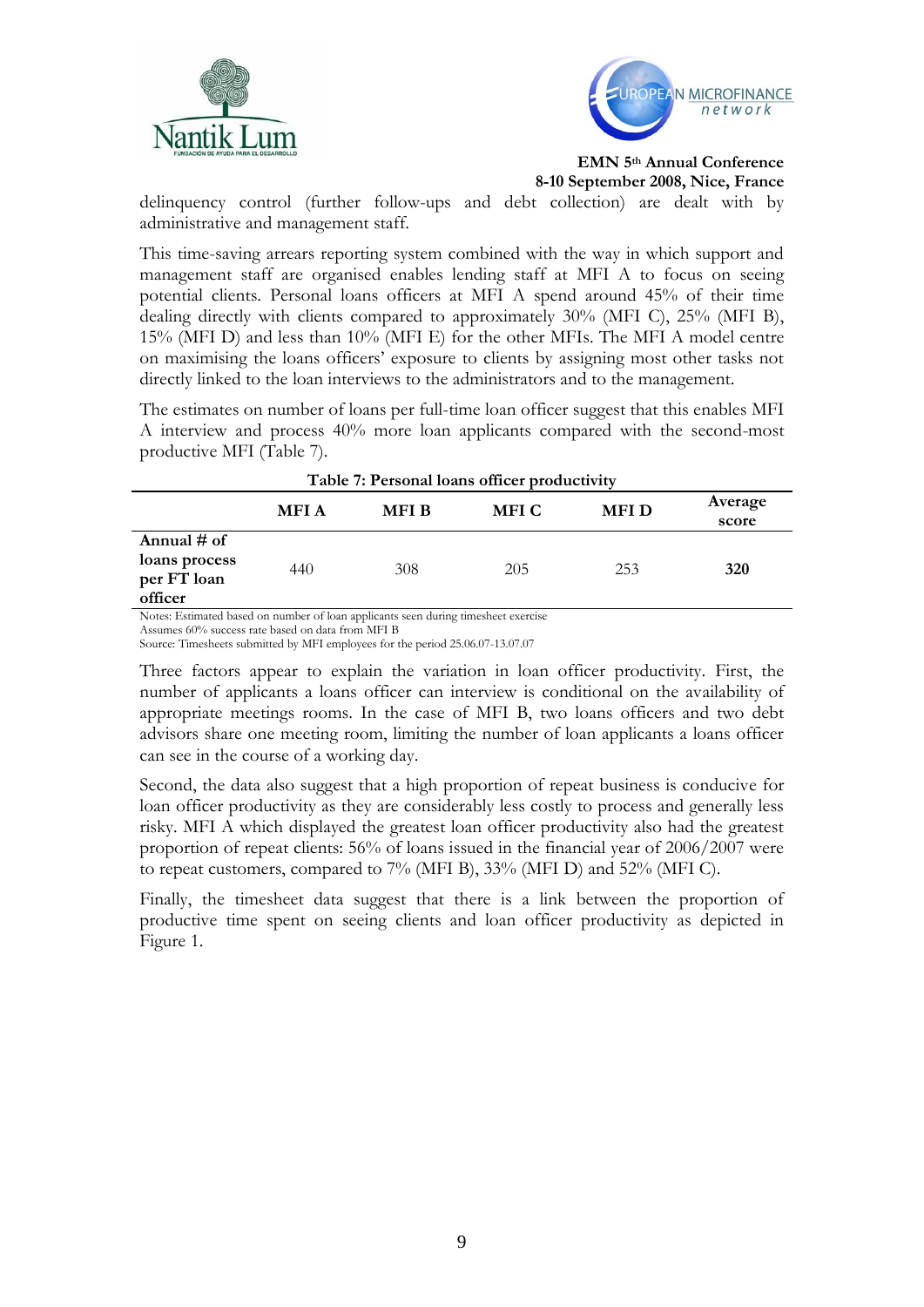delinquency control (further follow-ups and debt collection) are dealt with by administrative and management staff.

This time-saving arrears reporting system combined with the way in which support and management staff are organised enables lending staff at MFI A to focus on seeing potential clients. Personal loans officers at MFI A spend around 45% of their time dealing directly with clients compared to approximately 30% (MFI C), 25% (MFI B), 15% (MFI D) and less than 10% (MFI E) for the other MFIs. The MFI A model centre on maximising the loans officers' exposure to clients by assigning most other tasks not directly linked to the loan interviews to the administrators and to the management.

The estimates on number of loans per full-time loan officer suggest that this enables MFI A interview and process 40% more loan applicants compared with the second-most productive MFI (Table 7).

**Table 7: Personal loans officer productivity**

| | MFI A | MFI B | MFI C | MFI D | Average score |
|---|---|---|---|---|---|
| **Annual # of loans process per FT loan officer** | 440 | 308 | 205 | 253 | **320** |

Notes: Estimated based on number of loan applicants seen during timesheet exercise
Assumes 60% success rate based on data from MFI B
Source: Timesheets submitted by MFI employees for the period 25.06.07-13.07.07

Three factors appear to explain the variation in loan officer productivity. First, the number of applicants a loans officer can interview is conditional on the availability of appropriate meetings rooms. In the case of MFI B, two loans officers and two debt advisors share one meeting room, limiting the number of loan applicants a loans officer can see in the course of a working day.

Second, the data also suggest that a high proportion of repeat business is conducive for loan officer productivity as they are considerably less costly to process and generally less risky. MFI A which displayed the greatest loan officer productivity also had the greatest proportion of repeat clients: 56% of loans issued in the financial year of 2006/2007 were to repeat customers, compared to 7% (MFI B), 33% (MFI D) and 52% (MFI C).

Finally, the timesheet data suggest that there is a link between the proportion of productive time spent on seeing clients and loan officer productivity as depicted in Figure 1.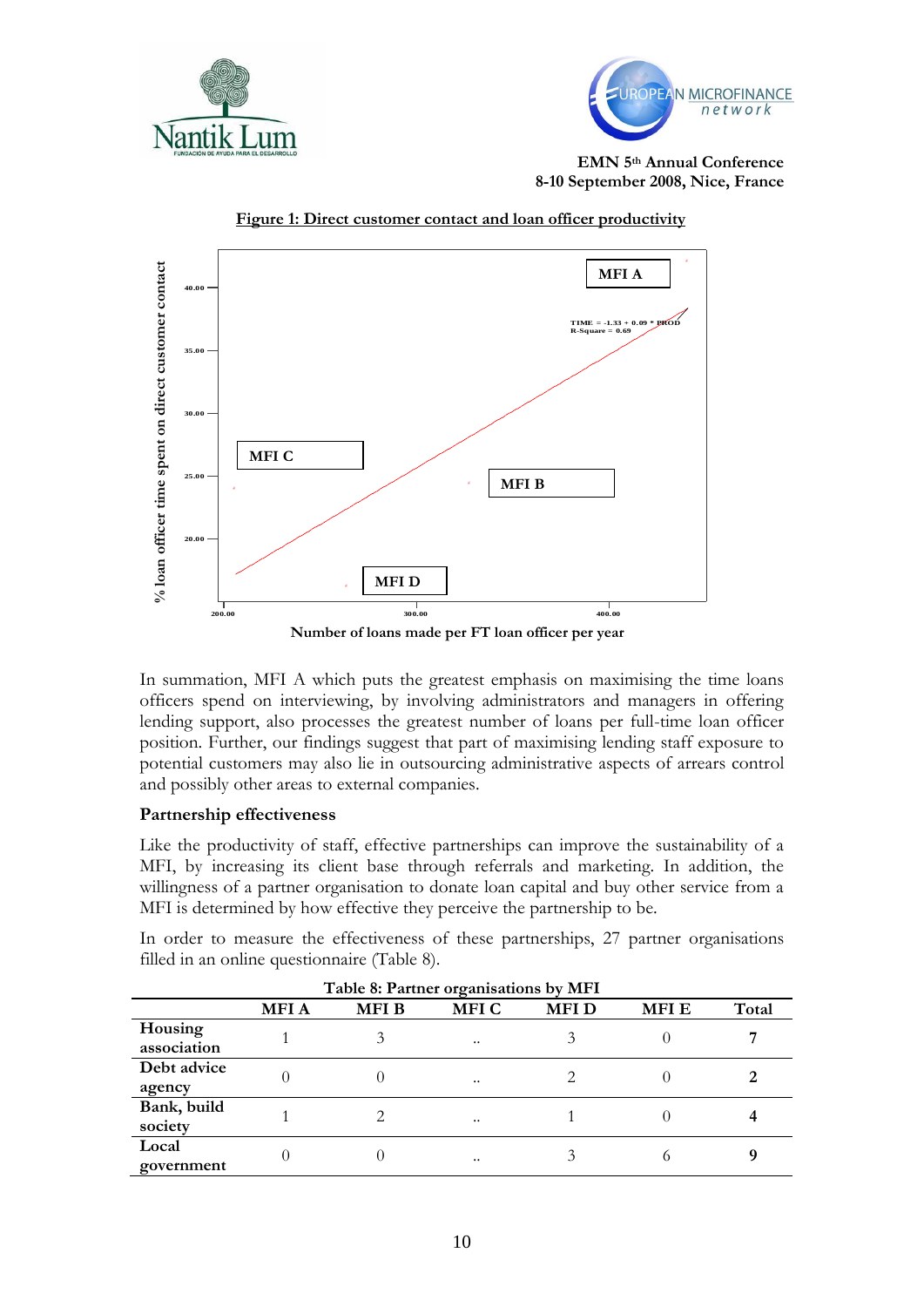**Figure 1: Direct customer contact and loan officer productivity**

MFI A

TIME = -1.33 + 0.09 * PROD
R-Square = 0.69

MFI C

MFI B

MFI D

% loan officer time spent on direct customer contact

Number of loans made per FT loan officer per year

In summation, MFI A which puts the greatest emphasis on maximising the time loans officers spend on interviewing, by involving administrators and managers in offering lending support, also processes the greatest number of loans per full-time loan officer position. Further, our findings suggest that part of maximising lending staff exposure to potential customers may also lie in outsourcing administrative aspects of arrears control and possibly other areas to external companies.

### Partnership effectiveness

Like the productivity of staff, effective partnerships can improve the sustainability of a MFI, by increasing its client base through referrals and marketing. In addition, the willingness of a partner organisation to donate loan capital and buy other service from a MFI is determined by how effective they perceive the partnership to be.

In order to measure the effectiveness of these partnerships, 27 partner organisations filled in an online questionnaire (Table 8).

**Table 8: Partner organisations by MFI**

| | MFI A | MFI B | MFI C | MFI D | MFI E | Total |
|---|---|---|---|---|---|---|
| **Housing association** | 1 | 3 | .. | 3 | 0 | **7** |
| **Debt advice agency** | 0 | 0 | .. | 2 | 0 | **2** |
| **Bank, build society** | 1 | 2 | .. | 1 | 0 | **4** |
| **Local government** | 0 | 0 | .. | 3 | 6 | **9** |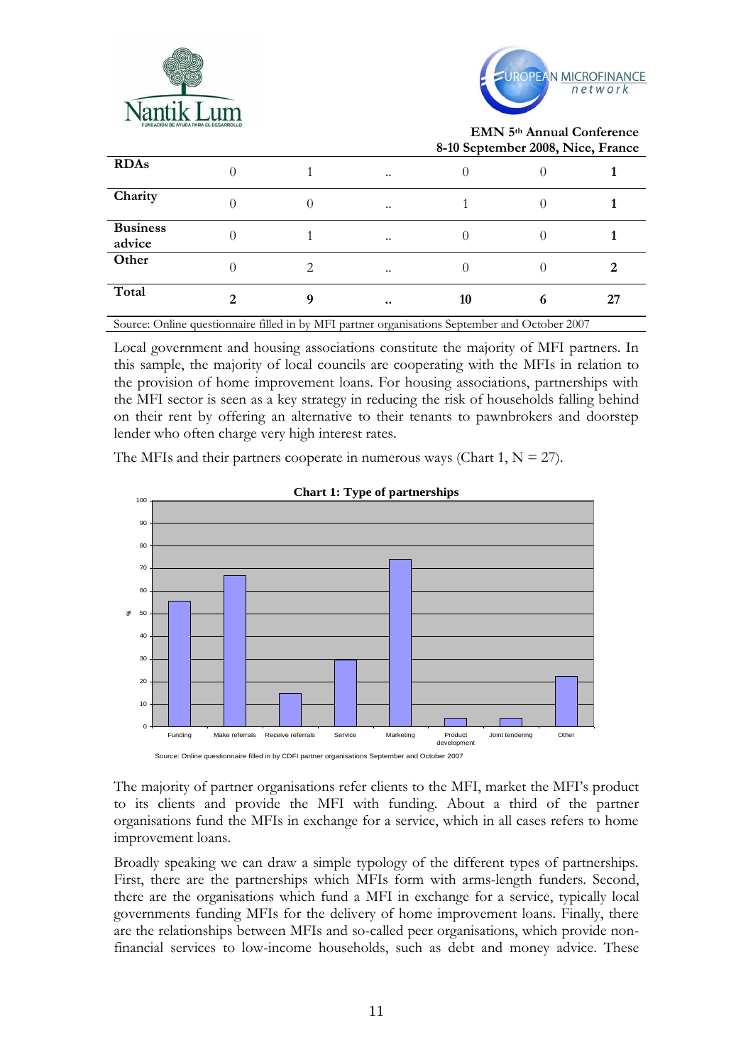| | | | | | | |
|---|---|---|---|---|---|---|
| **RDAs** | 0 | 1 | .. | 0 | 0 | **1** |
| **Charity** | 0 | 0 | .. | 1 | 0 | **1** |
| **Business advice** | 0 | 1 | .. | 0 | 0 | **1** |
| **Other** | 0 | 2 | .. | 0 | 0 | **2** |
| **Total** | **2** | **9** | **..** | **10** | **6** | **27** |

Source: Online questionnaire filled in by MFI partner organisations September and October 2007

Local government and housing associations constitute the majority of MFI partners. In this sample, the majority of local councils are cooperating with the MFIs in relation to the provision of home improvement loans. For housing associations, partnerships with the MFI sector is seen as a key strategy in reducing the risk of households falling behind on their rent by offering an alternative to their tenants to pawnbrokers and doorstep lender who often charge very high interest rates.

The MFIs and their partners cooperate in numerous ways (Chart 1, N = 27).

**Chart 1: Type of partnerships**

| Type | % (approx.) |
|---|---|
| Funding | 56 |
| Make referrals | 67 |
| Receive referrals | 15 |
| Service | 30 |
| Marketing | 74 |
| Product development | 4 |
| Joint tendering | 4 |
| Other | 22 |

Source: Online questionnaire filled in by CDFI partner organisations September and October 2007

The majority of partner organisations refer clients to the MFI, market the MFI's product to its clients and provide the MFI with funding. About a third of the partner organisations fund the MFIs in exchange for a service, which in all cases refers to home improvement loans.

Broadly speaking we can draw a simple typology of the different types of partnerships. First, there are the partnerships which MFIs form with arms-length funders. Second, there are the organisations which fund a MFI in exchange for a service, typically local governments funding MFIs for the delivery of home improvement loans. Finally, there are the relationships between MFIs and so-called peer organisations, which provide non-financial services to low-income households, such as debt and money advice. These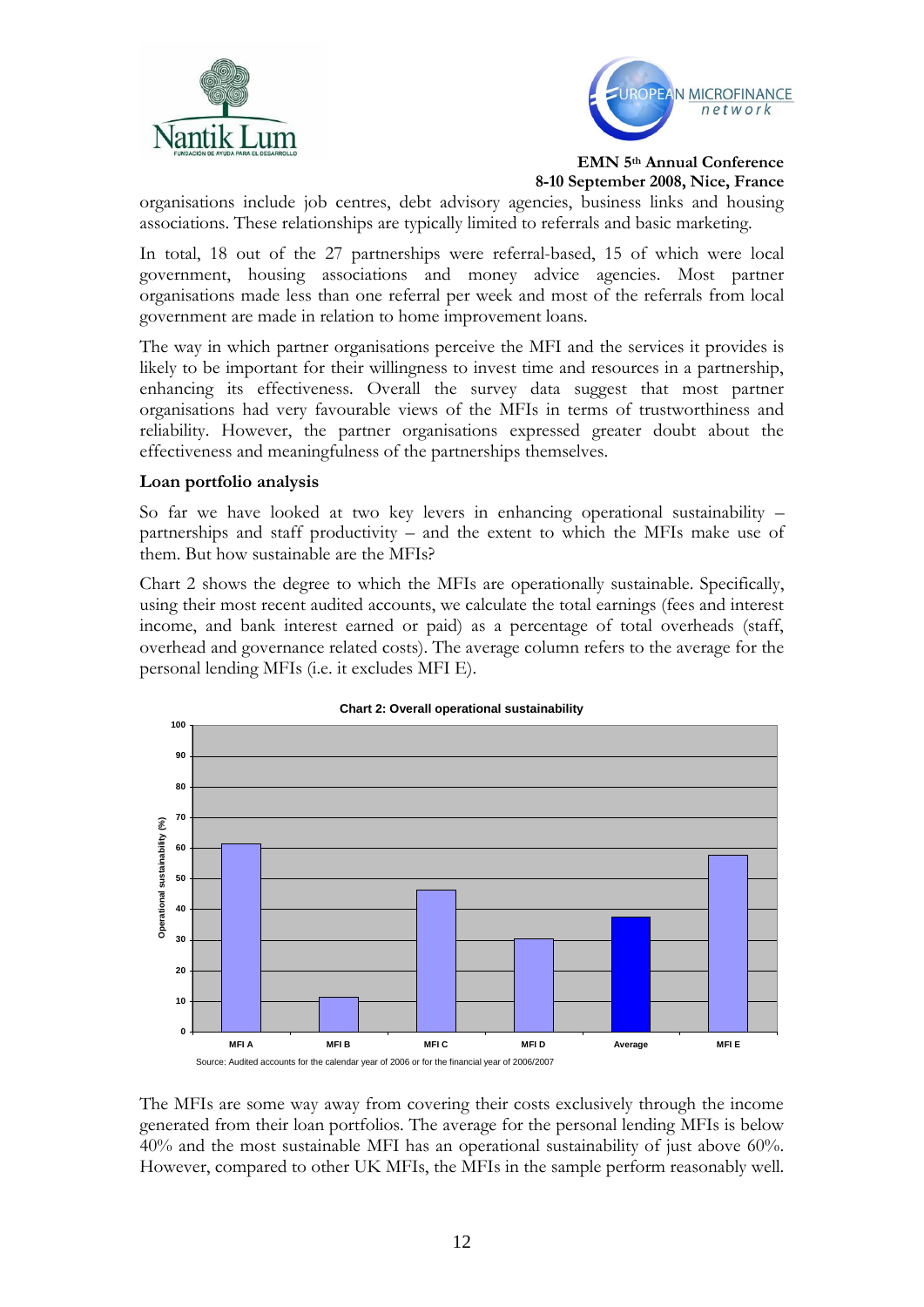organisations include job centres, debt advisory agencies, business links and housing associations. These relationships are typically limited to referrals and basic marketing.

In total, 18 out of the 27 partnerships were referral-based, 15 of which were local government, housing associations and money advice agencies. Most partner organisations made less than one referral per week and most of the referrals from local government are made in relation to home improvement loans.

The way in which partner organisations perceive the MFI and the services it provides is likely to be important for their willingness to invest time and resources in a partnership, enhancing its effectiveness. Overall the survey data suggest that most partner organisations had very favourable views of the MFIs in terms of trustworthiness and reliability. However, the partner organisations expressed greater doubt about the effectiveness and meaningfulness of the partnerships themselves.

### Loan portfolio analysis

So far we have looked at two key levers in enhancing operational sustainability – partnerships and staff productivity – and the extent to which the MFIs make use of them. But how sustainable are the MFIs?

Chart 2 shows the degree to which the MFIs are operationally sustainable. Specifically, using their most recent audited accounts, we calculate the total earnings (fees and interest income, and bank interest earned or paid) as a percentage of total overheads (staff, overhead and governance related costs). The average column refers to the average for the personal lending MFIs (i.e. it excludes MFI E).

**Chart 2: Overall operational sustainability**

| | Operational sustainability (%) |
|---|---|
| MFI A | ~61 |
| MFI B | ~11 |
| MFI C | ~46 |
| MFI D | ~30 |
| Average | ~37 |
| MFI E | ~57 |

Source: Audited accounts for the calendar year of 2006 or for the financial year of 2006/2007

The MFIs are some way away from covering their costs exclusively through the income generated from their loan portfolios. The average for the personal lending MFIs is below 40% and the most sustainable MFI has an operational sustainability of just above 60%. However, compared to other UK MFIs, the MFIs in the sample perform reasonably well.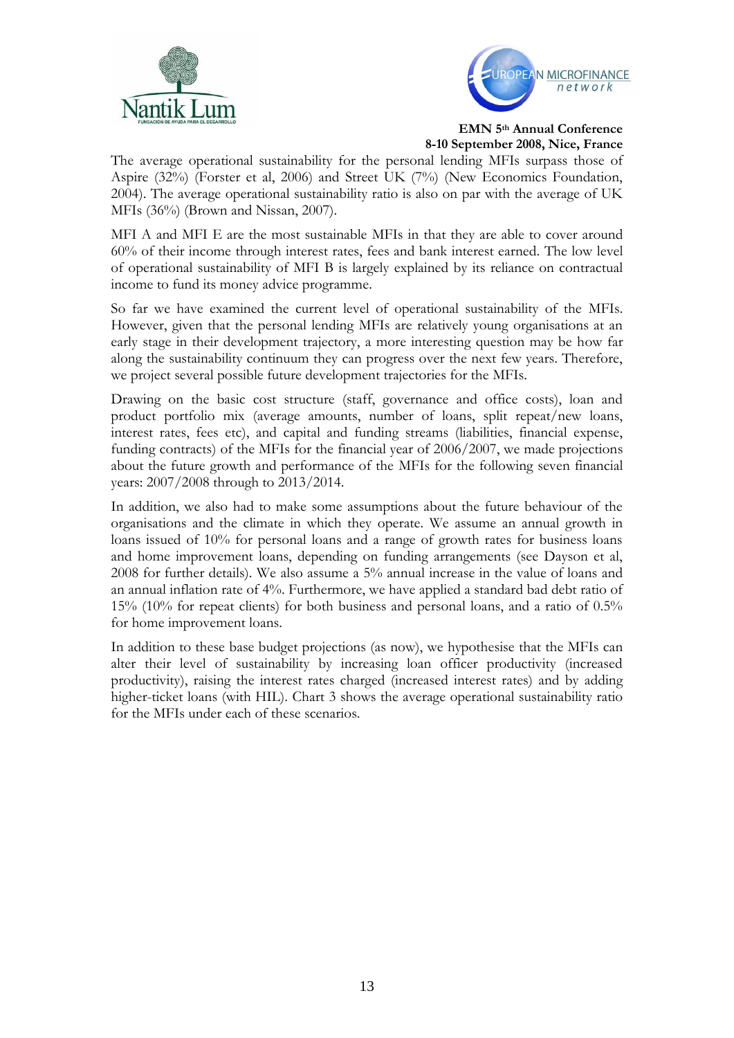The average operational sustainability for the personal lending MFIs surpass those of Aspire (32%) (Forster et al, 2006) and Street UK (7%) (New Economics Foundation, 2004). The average operational sustainability ratio is also on par with the average of UK MFIs (36%) (Brown and Nissan, 2007).

MFI A and MFI E are the most sustainable MFIs in that they are able to cover around 60% of their income through interest rates, fees and bank interest earned. The low level of operational sustainability of MFI B is largely explained by its reliance on contractual income to fund its money advice programme.

So far we have examined the current level of operational sustainability of the MFIs. However, given that the personal lending MFIs are relatively young organisations at an early stage in their development trajectory, a more interesting question may be how far along the sustainability continuum they can progress over the next few years. Therefore, we project several possible future development trajectories for the MFIs.

Drawing on the basic cost structure (staff, governance and office costs), loan and product portfolio mix (average amounts, number of loans, split repeat/new loans, interest rates, fees etc), and capital and funding streams (liabilities, financial expense, funding contracts) of the MFIs for the financial year of 2006/2007, we made projections about the future growth and performance of the MFIs for the following seven financial years: 2007/2008 through to 2013/2014.

In addition, we also had to make some assumptions about the future behaviour of the organisations and the climate in which they operate. We assume an annual growth in loans issued of 10% for personal loans and a range of growth rates for business loans and home improvement loans, depending on funding arrangements (see Dayson et al, 2008 for further details). We also assume a 5% annual increase in the value of loans and an annual inflation rate of 4%. Furthermore, we have applied a standard bad debt ratio of 15% (10% for repeat clients) for both business and personal loans, and a ratio of 0.5% for home improvement loans.

In addition to these base budget projections (as now), we hypothesise that the MFIs can alter their level of sustainability by increasing loan officer productivity (increased productivity), raising the interest rates charged (increased interest rates) and by adding higher-ticket loans (with HIL). Chart 3 shows the average operational sustainability ratio for the MFIs under each of these scenarios.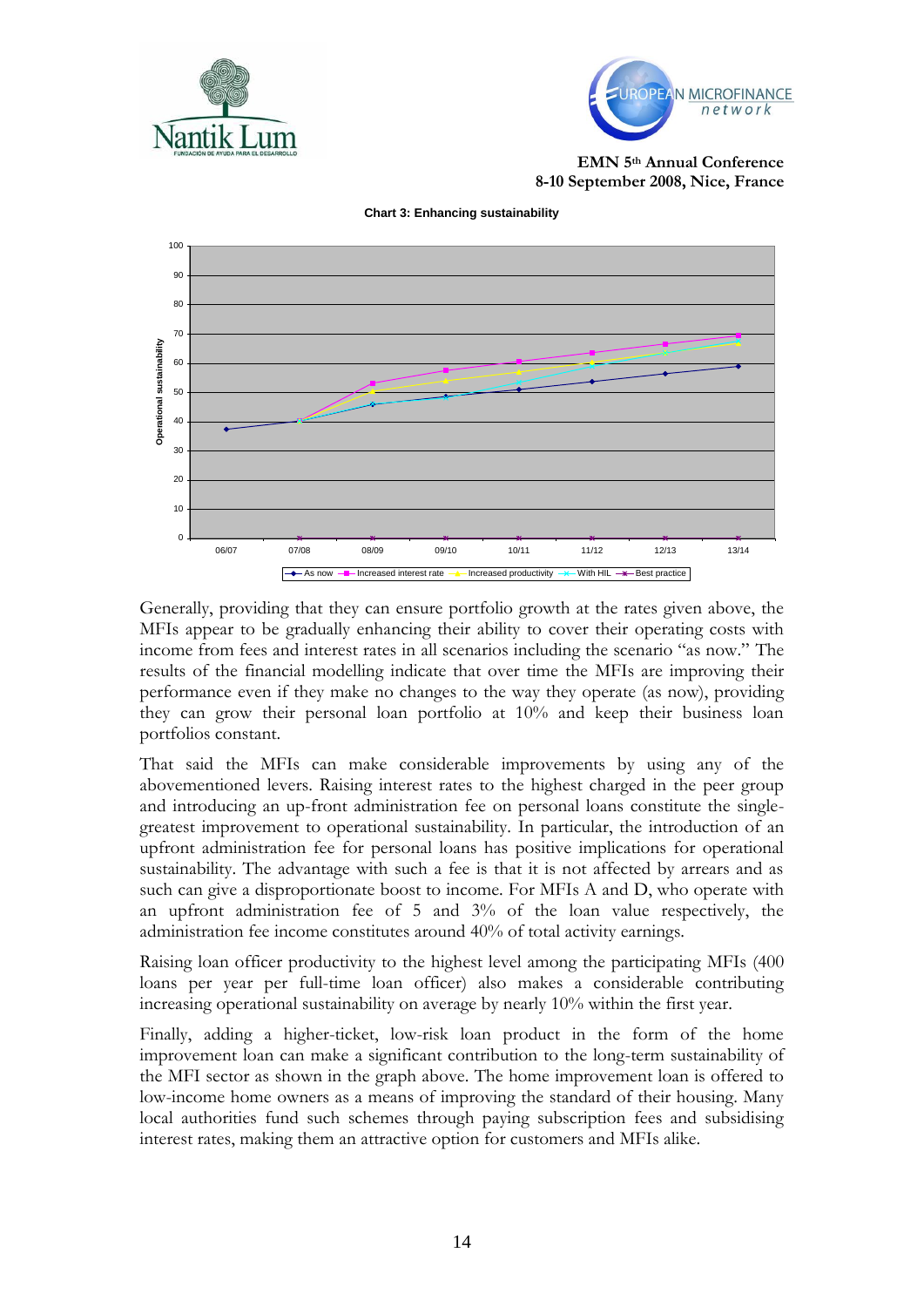**Chart 3: Enhancing sustainability**

Generally, providing that they can ensure portfolio growth at the rates given above, the MFIs appear to be gradually enhancing their ability to cover their operating costs with income from fees and interest rates in all scenarios including the scenario "as now." The results of the financial modelling indicate that over time the MFIs are improving their performance even if they make no changes to the way they operate (as now), providing they can grow their personal loan portfolio at 10% and keep their business loan portfolios constant.

That said the MFIs can make considerable improvements by using any of the abovementioned levers. Raising interest rates to the highest charged in the peer group and introducing an up-front administration fee on personal loans constitute the single-greatest improvement to operational sustainability. In particular, the introduction of an upfront administration fee for personal loans has positive implications for operational sustainability. The advantage with such a fee is that it is not affected by arrears and as such can give a disproportionate boost to income. For MFIs A and D, who operate with an upfront administration fee of 5 and 3% of the loan value respectively, the administration fee income constitutes around 40% of total activity earnings.

Raising loan officer productivity to the highest level among the participating MFIs (400 loans per year per full-time loan officer) also makes a considerable contributing increasing operational sustainability on average by nearly 10% within the first year.

Finally, adding a higher-ticket, low-risk loan product in the form of the home improvement loan can make a significant contribution to the long-term sustainability of the MFI sector as shown in the graph above. The home improvement loan is offered to low-income home owners as a means of improving the standard of their housing. Many local authorities fund such schemes through paying subscription fees and subsidising interest rates, making them an attractive option for customers and MFIs alike.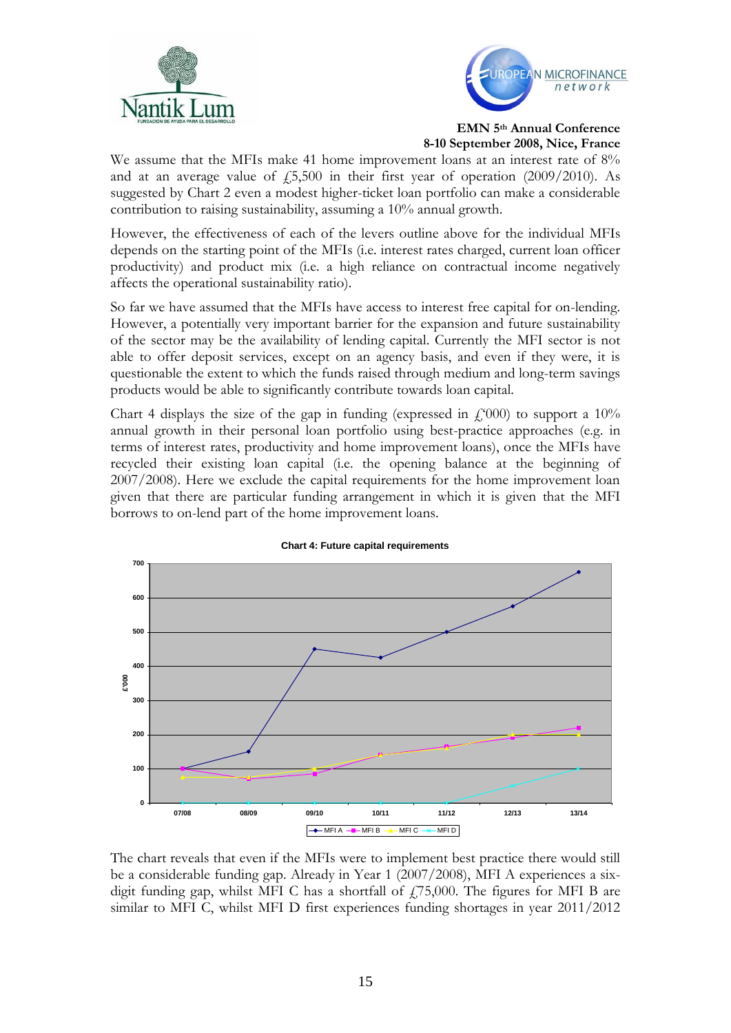We assume that the MFIs make 41 home improvement loans at an interest rate of 8% and at an average value of £5,500 in their first year of operation (2009/2010). As suggested by Chart 2 even a modest higher-ticket loan portfolio can make a considerable contribution to raising sustainability, assuming a 10% annual growth.

However, the effectiveness of each of the levers outline above for the individual MFIs depends on the starting point of the MFIs (i.e. interest rates charged, current loan officer productivity) and product mix (i.e. a high reliance on contractual income negatively affects the operational sustainability ratio).

So far we have assumed that the MFIs have access to interest free capital for on-lending. However, a potentially very important barrier for the expansion and future sustainability of the sector may be the availability of lending capital. Currently the MFI sector is not able to offer deposit services, except on an agency basis, and even if they were, it is questionable the extent to which the funds raised through medium and long-term savings products would be able to significantly contribute towards loan capital.

Chart 4 displays the size of the gap in funding (expressed in £'000) to support a 10% annual growth in their personal loan portfolio using best-practice approaches (e.g. in terms of interest rates, productivity and home improvement loans), once the MFIs have recycled their existing loan capital (i.e. the opening balance at the beginning of 2007/2008). Here we exclude the capital requirements for the home improvement loan given that there are particular funding arrangement in which it is given that the MFI borrows to on-lend part of the home improvement loans.

**Chart 4: Future capital requirements**

The chart reveals that even if the MFIs were to implement best practice there would still be a considerable funding gap. Already in Year 1 (2007/2008), MFI A experiences a six-digit funding gap, whilst MFI C has a shortfall of £75,000. The figures for MFI B are similar to MFI C, whilst MFI D first experiences funding shortages in year 2011/2012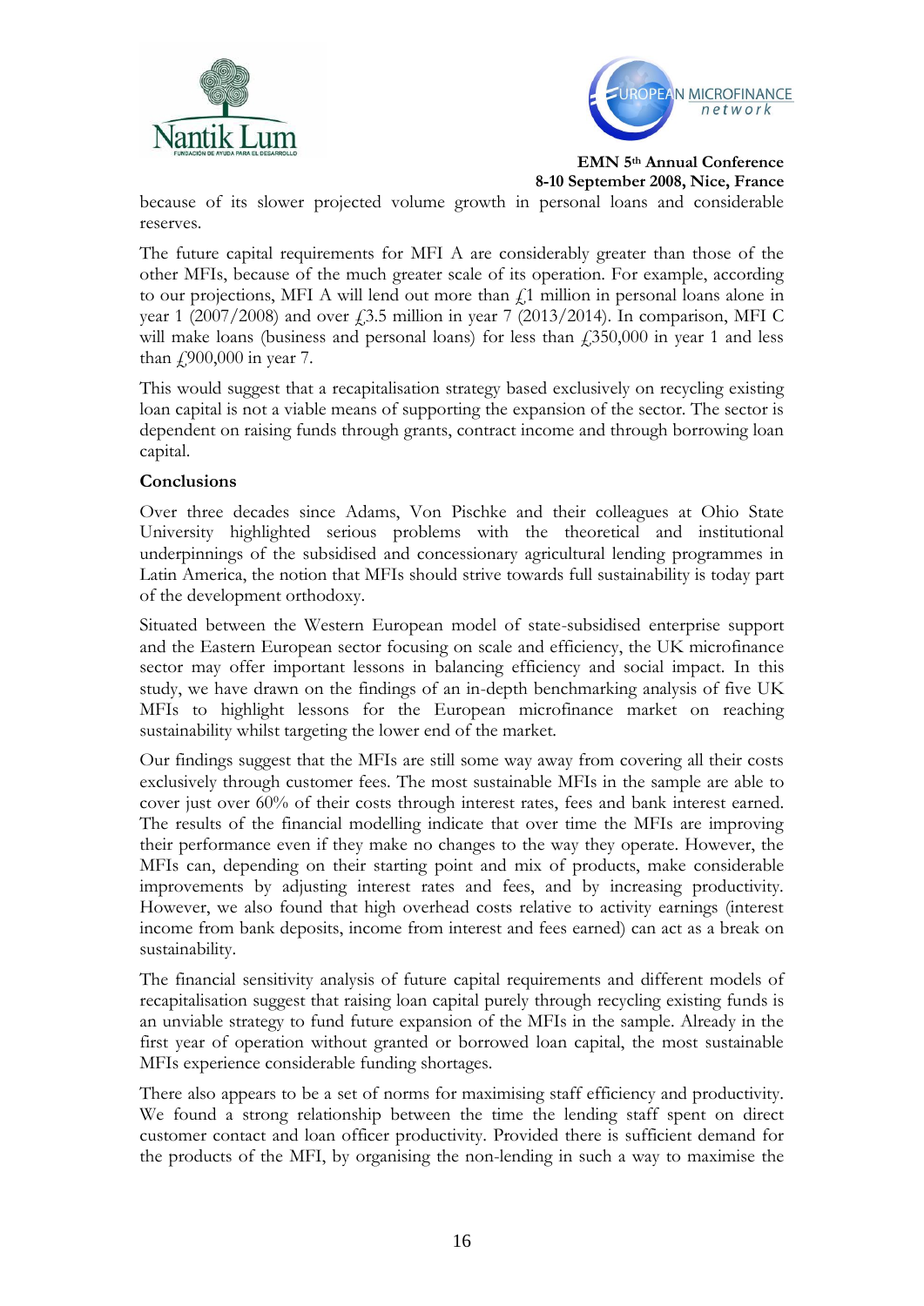because of its slower projected volume growth in personal loans and considerable reserves.

The future capital requirements for MFI A are considerably greater than those of the other MFIs, because of the much greater scale of its operation. For example, according to our projections, MFI A will lend out more than £1 million in personal loans alone in year 1 (2007/2008) and over £3.5 million in year 7 (2013/2014). In comparison, MFI C will make loans (business and personal loans) for less than £350,000 in year 1 and less than £900,000 in year 7.

This would suggest that a recapitalisation strategy based exclusively on recycling existing loan capital is not a viable means of supporting the expansion of the sector. The sector is dependent on raising funds through grants, contract income and through borrowing loan capital.

**Conclusions**

Over three decades since Adams, Von Pischke and their colleagues at Ohio State University highlighted serious problems with the theoretical and institutional underpinnings of the subsidised and concessionary agricultural lending programmes in Latin America, the notion that MFIs should strive towards full sustainability is today part of the development orthodoxy.

Situated between the Western European model of state-subsidised enterprise support and the Eastern European sector focusing on scale and efficiency, the UK microfinance sector may offer important lessons in balancing efficiency and social impact. In this study, we have drawn on the findings of an in-depth benchmarking analysis of five UK MFIs to highlight lessons for the European microfinance market on reaching sustainability whilst targeting the lower end of the market.

Our findings suggest that the MFIs are still some way away from covering all their costs exclusively through customer fees. The most sustainable MFIs in the sample are able to cover just over 60% of their costs through interest rates, fees and bank interest earned. The results of the financial modelling indicate that over time the MFIs are improving their performance even if they make no changes to the way they operate. However, the MFIs can, depending on their starting point and mix of products, make considerable improvements by adjusting interest rates and fees, and by increasing productivity. However, we also found that high overhead costs relative to activity earnings (interest income from bank deposits, income from interest and fees earned) can act as a break on sustainability.

The financial sensitivity analysis of future capital requirements and different models of recapitalisation suggest that raising loan capital purely through recycling existing funds is an unviable strategy to fund future expansion of the MFIs in the sample. Already in the first year of operation without granted or borrowed loan capital, the most sustainable MFIs experience considerable funding shortages.

There also appears to be a set of norms for maximising staff efficiency and productivity. We found a strong relationship between the time the lending staff spent on direct customer contact and loan officer productivity. Provided there is sufficient demand for the products of the MFI, by organising the non-lending in such a way to maximise the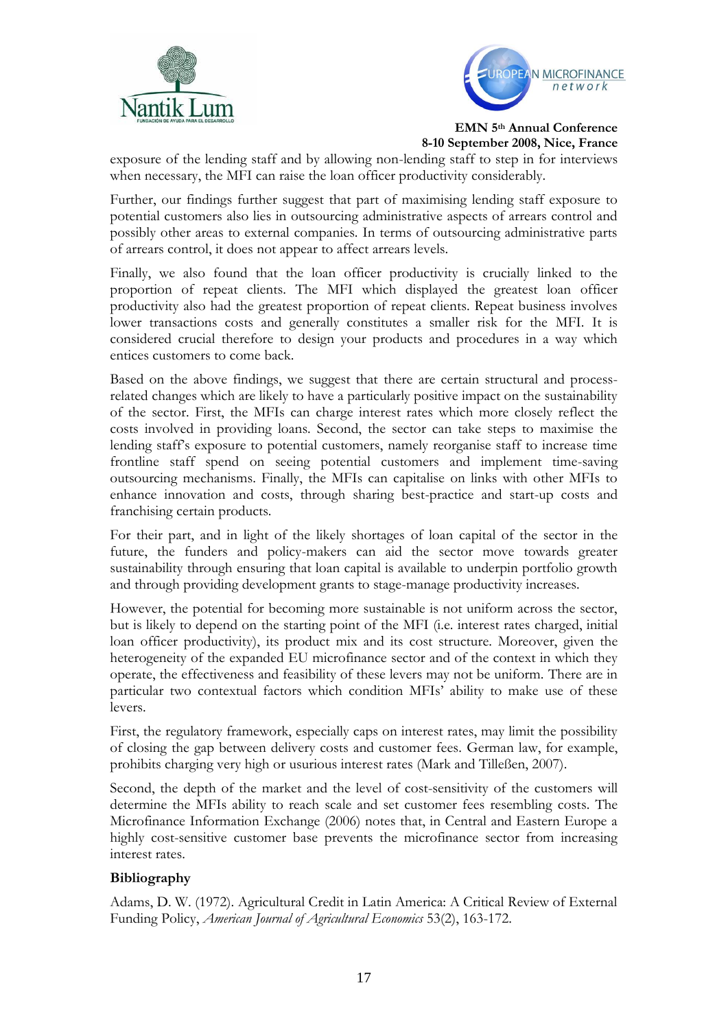exposure of the lending staff and by allowing non-lending staff to step in for interviews when necessary, the MFI can raise the loan officer productivity considerably.

Further, our findings further suggest that part of maximising lending staff exposure to potential customers also lies in outsourcing administrative aspects of arrears control and possibly other areas to external companies. In terms of outsourcing administrative parts of arrears control, it does not appear to affect arrears levels.

Finally, we also found that the loan officer productivity is crucially linked to the proportion of repeat clients. The MFI which displayed the greatest loan officer productivity also had the greatest proportion of repeat clients. Repeat business involves lower transactions costs and generally constitutes a smaller risk for the MFI. It is considered crucial therefore to design your products and procedures in a way which entices customers to come back.

Based on the above findings, we suggest that there are certain structural and process-related changes which are likely to have a particularly positive impact on the sustainability of the sector. First, the MFIs can charge interest rates which more closely reflect the costs involved in providing loans. Second, the sector can take steps to maximise the lending staff's exposure to potential customers, namely reorganise staff to increase time frontline staff spend on seeing potential customers and implement time-saving outsourcing mechanisms. Finally, the MFIs can capitalise on links with other MFIs to enhance innovation and costs, through sharing best-practice and start-up costs and franchising certain products.

For their part, and in light of the likely shortages of loan capital of the sector in the future, the funders and policy-makers can aid the sector move towards greater sustainability through ensuring that loan capital is available to underpin portfolio growth and through providing development grants to stage-manage productivity increases.

However, the potential for becoming more sustainable is not uniform across the sector, but is likely to depend on the starting point of the MFI (i.e. interest rates charged, initial loan officer productivity), its product mix and its cost structure. Moreover, given the heterogeneity of the expanded EU microfinance sector and of the context in which they operate, the effectiveness and feasibility of these levers may not be uniform. There are in particular two contextual factors which condition MFIs' ability to make use of these levers.

First, the regulatory framework, especially caps on interest rates, may limit the possibility of closing the gap between delivery costs and customer fees. German law, for example, prohibits charging very high or usurious interest rates (Mark and Tilleßen, 2007).

Second, the depth of the market and the level of cost-sensitivity of the customers will determine the MFIs ability to reach scale and set customer fees resembling costs. The Microfinance Information Exchange (2006) notes that, in Central and Eastern Europe a highly cost-sensitive customer base prevents the microfinance sector from increasing interest rates.

**Bibliography**

Adams, D. W. (1972). Agricultural Credit in Latin America: A Critical Review of External Funding Policy, *American Journal of Agricultural Economics* 53(2), 163-172.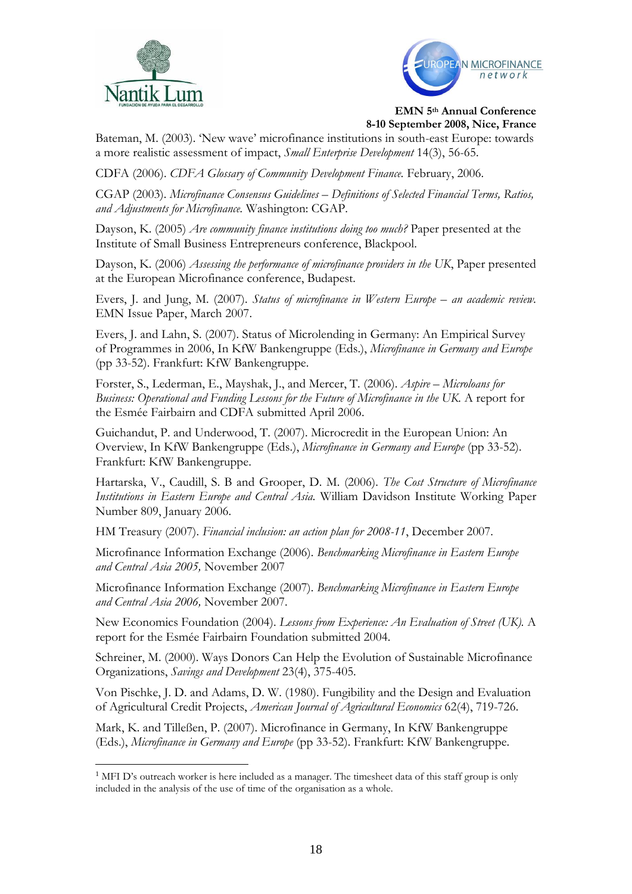Bateman, M. (2003). 'New wave' microfinance institutions in south-east Europe: towards a more realistic assessment of impact, *Small Enterprise Development* 14(3), 56-65.

CDFA (2006). *CDFA Glossary of Community Development Finance.* February, 2006.

CGAP (2003). *Microfinance Consensus Guidelines – Definitions of Selected Financial Terms, Ratios, and Adjustments for Microfinance.* Washington: CGAP.

Dayson, K. (2005) *Are community finance institutions doing too much?* Paper presented at the Institute of Small Business Entrepreneurs conference, Blackpool.

Dayson, K. (2006) *Assessing the performance of microfinance providers in the UK*, Paper presented at the European Microfinance conference, Budapest.

Evers, J. and Jung, M. (2007). *Status of microfinance in Western Europe – an academic review.* EMN Issue Paper, March 2007.

Evers, J. and Lahn, S. (2007). Status of Microlending in Germany: An Empirical Survey of Programmes in 2006, In KfW Bankengruppe (Eds.), *Microfinance in Germany and Europe* (pp 33-52). Frankfurt: KfW Bankengruppe.

Forster, S., Lederman, E., Mayshak, J., and Mercer, T. (2006). *Aspire – Microloans for Business: Operational and Funding Lessons for the Future of Microfinance in the UK.* A report for the Esmée Fairbairn and CDFA submitted April 2006.

Guichandut, P. and Underwood, T. (2007). Microcredit in the European Union: An Overview, In KfW Bankengruppe (Eds.), *Microfinance in Germany and Europe* (pp 33-52). Frankfurt: KfW Bankengruppe.

Hartarska, V., Caudill, S. B and Grooper, D. M. (2006). *The Cost Structure of Microfinance Institutions in Eastern Europe and Central Asia.* William Davidson Institute Working Paper Number 809, January 2006.

HM Treasury (2007). *Financial inclusion: an action plan for 2008-11*, December 2007.

Microfinance Information Exchange (2006). *Benchmarking Microfinance in Eastern Europe and Central Asia 2005,* November 2007

Microfinance Information Exchange (2007). *Benchmarking Microfinance in Eastern Europe and Central Asia 2006,* November 2007.

New Economics Foundation (2004). *Lessons from Experience: An Evaluation of Street (UK).* A report for the Esmée Fairbairn Foundation submitted 2004.

Schreiner, M. (2000). Ways Donors Can Help the Evolution of Sustainable Microfinance Organizations, *Savings and Development* 23(4), 375-405.

Von Pischke, J. D. and Adams, D. W. (1980). Fungibility and the Design and Evaluation of Agricultural Credit Projects, *American Journal of Agricultural Economics* 62(4), 719-726.

Mark, K. and Tilleßen, P. (2007). Microfinance in Germany, In KfW Bankengruppe (Eds.), *Microfinance in Germany and Europe* (pp 33-52). Frankfurt: KfW Bankengruppe.

---

[1] MFI D's outreach worker is here included as a manager. The timesheet data of this staff group is only included in the analysis of the use of time of the organisation as a whole.